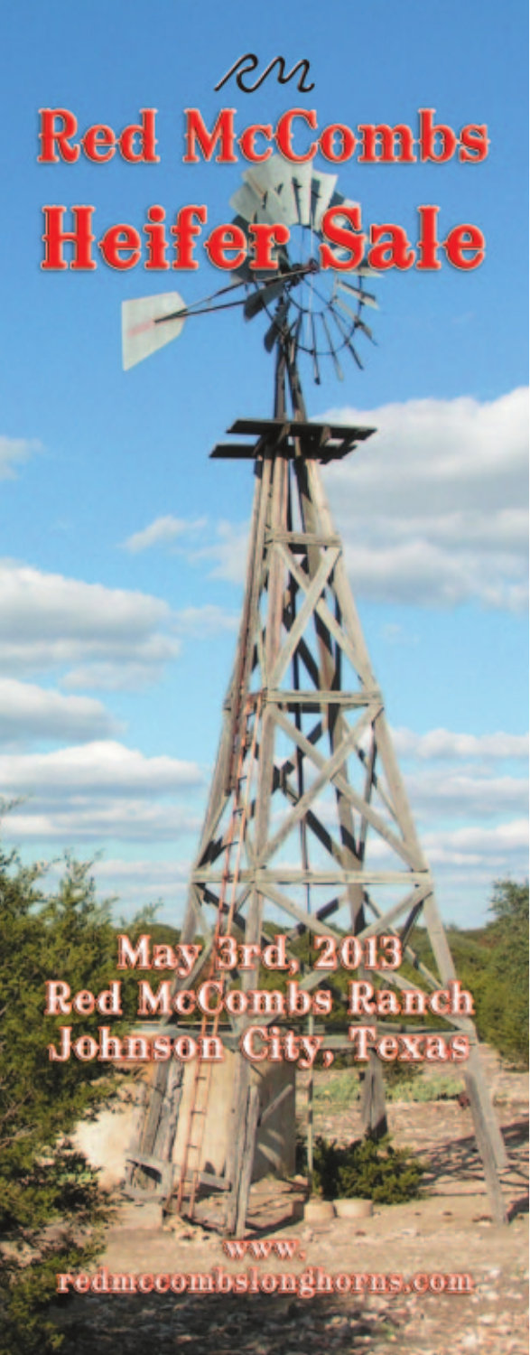RM

# Red McCombs Heifer Sale

May 3rd, 2013
Red McCombs Ranch
Johnson City, Texas

www.
redmccombslonghorns.com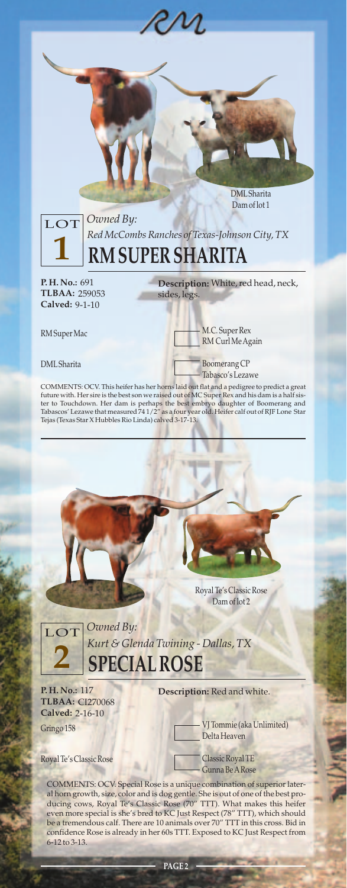DML Sharita
Dam of lot 1

**LOT 1**

*Owned By:*
*Red McCombs Ranches of Texas-Johnson City, TX*

## RM SUPER SHARITA

**P. H. No.:** 691
**TLBAA:** 259053
**Calved:** 9-1-10

**Description:** White, red head, neck, sides, legs.

| Sire / Dam | Pedigree |
|---|---|
| RM Super Mac | M.C. Super Rex |
| | RM Curl Me Again |
| DML Sharita | Boomerang CP |
| | Tabasco's Lezawe |

COMMENTS: OCV. This heifer has her horns laid out flat and a pedigree to predict a great future with. Her sire is the best son we raised out of MC Super Rex and his dam is a half sister to Touchdown. Her dam is perhaps the best embryo daughter of Boomerang and Tabascos' Lezawe that measured 74 1/2" as a four year old. Heifer calf out of RJF Lone Star Tejas (Texas Star X Hubbles Rio Linda) calved 3-17-13.

Royal Te's Classic Rose
Dam of lot 2

**LOT 2**

*Owned By:*
*Kurt & Glenda Twining - Dallas, TX*

## SPECIAL ROSE

**P. H. No.:** 117
**TLBAA:** CI270068
**Calved:** 2-16-10

**Description:** Red and white.

| Sire / Dam | Pedigree |
|---|---|
| Gringo 158 | VJ Tommie (aka Unlimited) |
| | Delta Heaven |
| Royal Te's Classic Rose | Classic Royal TE |
| | Gunna Be A Rose |

COMMENTS: OCV. Special Rose is a unique combination of superior lateral horn growth, size, color and is dog gentle. She is out of one of the best producing cows, Royal Te's Classic Rose (70" TTT). What makes this heifer even more special is she's bred to KC Just Respect (78" TTT), which should be a tremendous calf. There are 10 animals over 70" TTT in this cross. Bid in confidence Rose is already in her 60s TTT. Exposed to KC Just Respect from 6-12 to 3-13.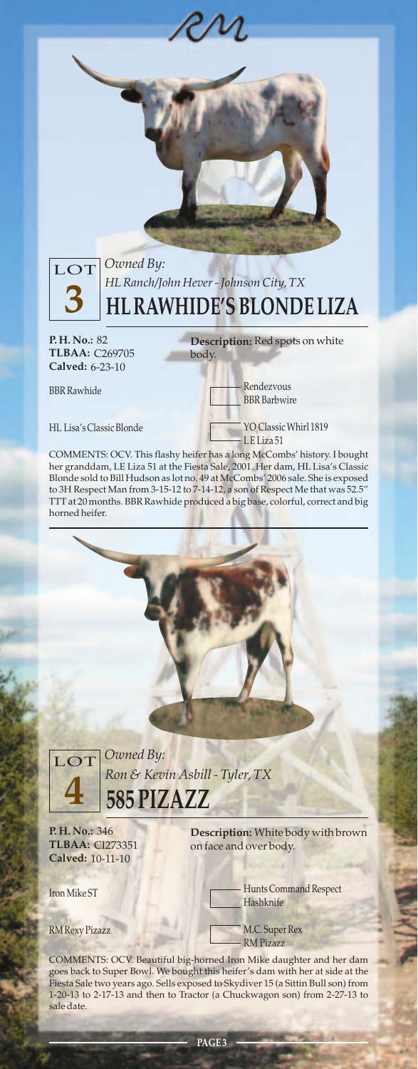**LOT 3**

*Owned By:*
*HL Ranch/John Hever - Johnson City, TX*

## HL RAWHIDE'S BLONDE LIZA

**P. H. No.:** 82
**TLBAA:** C269705
**Calved:** 6-23-10

**Description:** Red spots on white body.

BBR Rawhide
- Rendezvous
- BBR Barbwire

HL Lisa's Classic Blonde
- YO Classic Whirl 1819
- L E Liza 51

COMMENTS: OCV. This flashy heifer has a long McCombs' history. I bought her granddam, LE Liza 51 at the Fiesta Sale, 2001. Her dam, HL Lisa's Classic Blonde sold to Bill Hudson as lot no. 49 at McCombs' 2006 sale. She is exposed to 3H Respect Man from 3-15-12 to 7-14-12, a son of Respect Me that was 52.5" TTT at 20 months. BBR Rawhide produced a big base, colorful, correct and big horned heifer.

**LOT 4**

*Owned By:*
*Ron & Kevin Asbill - Tyler, TX*

## 585 PIZAZZ

**P. H. No.:** 346
**TLBAA:** CI273351
**Calved:** 10-11-10

**Description:** White body with brown on face and over body.

Iron Mike ST
- Hunts Command Respect
- Hashknife

RM Rexy Pizazz
- M.C. Super Rex
- RM Pizazz

COMMENTS: OCV. Beautiful big-horned Iron Mike daughter and her dam goes back to Super Bowl. We bought this heifer's dam with her at side at the Fiesta Sale two years ago. Sells exposed to Skydiver 15 (a Sittin Bull son) from 1-20-13 to 2-17-13 and then to Tractor (a Chuckwagon son) from 2-27-13 to sale date.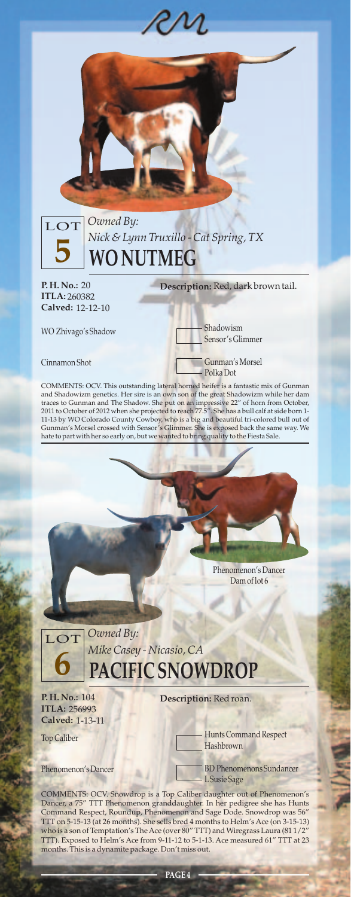## LOT 5

*Owned By:*
*Nick & Lynn Truxillo - Cat Spring, TX*

# WO NUTMEG

**P. H. No.:** 20
**ITLA:** 260382
**Calved:** 12-12-10

**Description:** Red, dark brown tail.

| Parent | Grandparents |
| --- | --- |
| WO Zhivago's Shadow | Shadowism |
| | Sensor's Glimmer |
| Cinnamon Shot | Gunman's Morsel |
| | Polka Dot |

COMMENTS: OCV. This outstanding lateral horned heifer is a fantastic mix of Gunman and Shadowizm genetics. Her sire is an own son of the great Shadowizm while her dam traces to Gunman and The Shadow. She put on an impressive 22" of horn from October, 2011 to October of 2012 when she projected to reach 77.5". She has a bull calf at side born 1-11-13 by WO Colorado County Cowboy, who is a big and beautiful tri-colored bull out of Gunman's Morsel crossed with Sensor's Glimmer. She is exposed back the same way. We hate to part with her so early on, but we wanted to bring quality to the Fiesta Sale.

Phenomenon's Dancer
Dam of lot 6

## LOT 6

*Owned By:*
*Mike Casey - Nicasio, CA*

# PACIFIC SNOWDROP

**P. H. No.:** 104
**ITLA:** 256993
**Calved:** 1-13-11

**Description:** Red roan.

| Parent | Grandparents |
| --- | --- |
| Top Caliber | Hunts Command Respect |
| | Hashbrown |
| Phenomenon's Dancer | BD Phenomenons Sundancer |
| | L Susie Sage |

COMMENTS: OCV. Snowdrop is a Top Caliber daughter out of Phenomenon's Dancer, a 75" TTT Phenomenon granddaughter. In her pedigree she has Hunts Command Respect, Roundup, Phenomenon and Sage Dode. Snowdrop was 56" TTT on 5-15-13 (at 26 months). She sells bred 4 months to Helm's Ace (on 3-15-13) who is a son of Temptation's The Ace (over 80" TTT) and Wiregrass Laura (81 1/2" TTT). Exposed to Helm's Ace from 9-11-12 to 5-1-13. Ace measured 61" TTT at 23 months. This is a dynamite package. Don't miss out.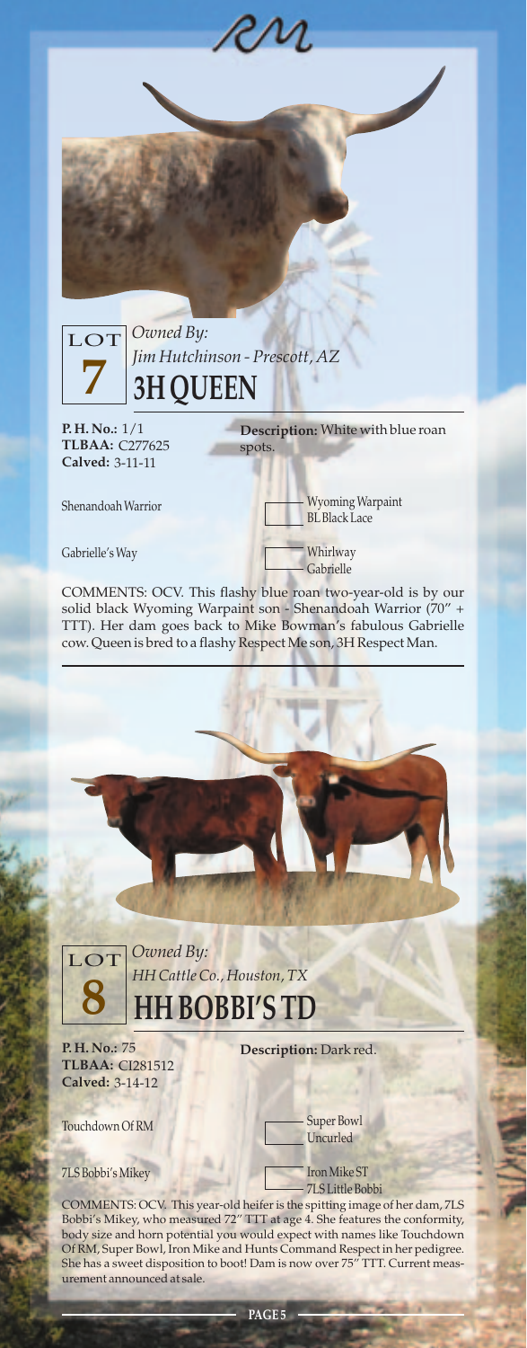## LOT 7

*Owned By:*
*Jim Hutchinson - Prescott, AZ*

# 3H QUEEN

**P. H. No.:** 1/1
**TLBAA:** C277625
**Calved:** 3-11-11

**Description:** White with blue roan spots.

| Sire / Dam | Parents |
|---|---|
| Shenandoah Warrior | Wyoming Warpaint |
| | BL Black Lace |
| Gabrielle's Way | Whirlway |
| | Gabrielle |

COMMENTS: OCV. This flashy blue roan two-year-old is by our solid black Wyoming Warpaint son - Shenandoah Warrior (70" + TTT). Her dam goes back to Mike Bowman's fabulous Gabrielle cow. Queen is bred to a flashy Respect Me son, 3H Respect Man.

---

## LOT 8

*Owned By:*
*HH Cattle Co., Houston, TX*

# HH BOBBI'S TD

**P. H. No.:** 75
**TLBAA:** CI281512
**Calved:** 3-14-12

**Description:** Dark red.

| Sire / Dam | Parents |
|---|---|
| Touchdown Of RM | Super Bowl |
| | Uncurled |
| 7LS Bobbi's Mikey | Iron Mike ST |
| | 7LS Little Bobbi |

COMMENTS: OCV. This year-old heifer is the spitting image of her dam, 7LS Bobbi's Mikey, who measured 72" TTT at age 4. She features the conformity, body size and horn potential you would expect with names like Touchdown Of RM, Super Bowl, Iron Mike and Hunts Command Respect in her pedigree. She has a sweet disposition to boot! Dam is now over 75" TTT. Current measurement announced at sale.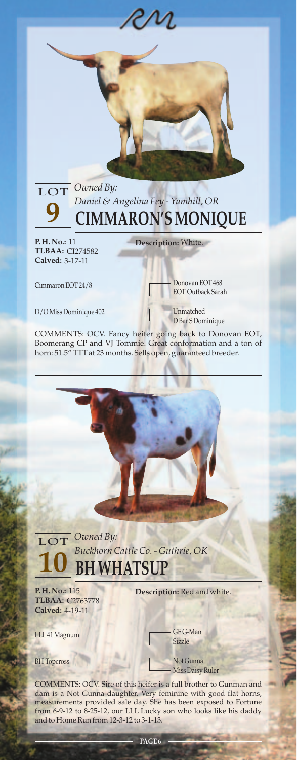## LOT 9

*Owned By:*
*Daniel & Angelina Fey - Yamhill, OR*

# CIMMARON'S MONIQUE

**P. H. No.:** 11
**TLBAA:** CI274582
**Calved:** 3-17-11

**Description:** White.

| | |
|---|---|
| Cimmaron EOT 24/8 | Donovan EOT 468 |
| | EOT Outback Sarah |
| D/O Miss Dominique 402 | Unmatched |
| | D Bar S Dominique |

COMMENTS: OCV. Fancy heifer going back to Donovan EOT, Boomerang CP and VJ Tommie. Great conformation and a ton of horn: 51.5" TTT at 23 months. Sells open, guaranteed breeder.

---

## LOT 10

*Owned By:*
*Buckhorn Cattle Co. - Guthrie, OK*

# BH WHATSUP

**P. H. No.:** 115
**TLBAA:** C2763778
**Calved:** 4-19-11

**Description:** Red and white.

| | |
|---|---|
| LLL 41 Magnum | GF G-Man |
| | Sizzle |
| BH Topcross | Not Gunna |
| | Miss Daisy Ruler |

COMMENTS: OCV. Sire of this heifer is a full brother to Gunman and dam is a Not Gunna daughter. Very feminine with good flat horns, measurements provided sale day. She has been exposed to Fortune from 6-9-12 to 8-25-12, our LLL Lucky son who looks like his daddy and to Home Run from 12-3-12 to 3-1-13.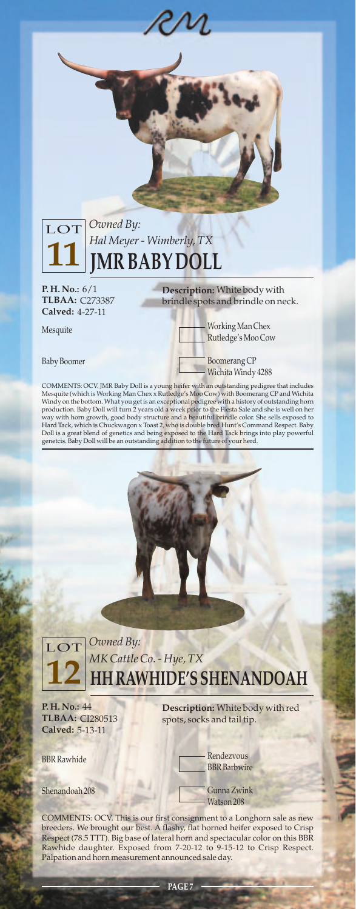## LOT 11

*Owned By:*
*Hal Meyer - Wimberly, TX*

# JMR BABY DOLL

**P. H. No.:** 6/1
**TLBAA:** C273387
**Calved:** 4-27-11

**Description:** White body with brindle spots and brindle on neck.

| Sire/Dam | Parents |
|---|---|
| Mesquite | Working Man Chex / Rutledge's Moo Cow |
| Baby Boomer | Boomerang CP / Wichita Windy 4288 |

COMMENTS: OCV. JMR Baby Doll is a young heifer with an outstanding pedigree that includes Mesquite (which is Working Man Chex x Rutledge's Moo Cow) with Boomerang CP and Wichita Windy on the bottom. What you get is an exceptional pedigree with a history of outstanding horn production. Baby Doll will turn 2 years old a week prior to the Fiesta Sale and she is well on her way with horn growth, good body structure and a beautiful brindle color. She sells exposed to Hard Tack, which is Chuckwagon x Toast 2, who is double bred Hunt's Command Respect. Baby Doll is a great blend of genetics and being exposed to the Hard Tack brings into play powerful genetcis. Baby Doll will be an outstanding addition to the future of your herd.

## LOT 12

*Owned By:*
*MK Cattle Co. - Hye, TX*

# HH RAWHIDE'S SHENANDOAH

**P. H. No.:** 44
**TLBAA:** CI280513
**Calved:** 5-13-11

**Description:** White body with red spots, socks and tail tip.

| Sire/Dam | Parents |
|---|---|
| BBR Rawhide | Rendezvous / BBR Barbwire |
| Shenandoah 208 | Gunna Zwink / Watson 208 |

COMMENTS: OCV. This is our first consignment to a Longhorn sale as new breeders. We brought our best. A flashy, flat horned heifer exposed to Crisp Respect (78.5 TTT). Big base of lateral horn and spectacular color on this BBR Rawhide daughter. Exposed from 7-20-12 to 9-15-12 to Crisp Respect. Palpation and horn measurement announced sale day.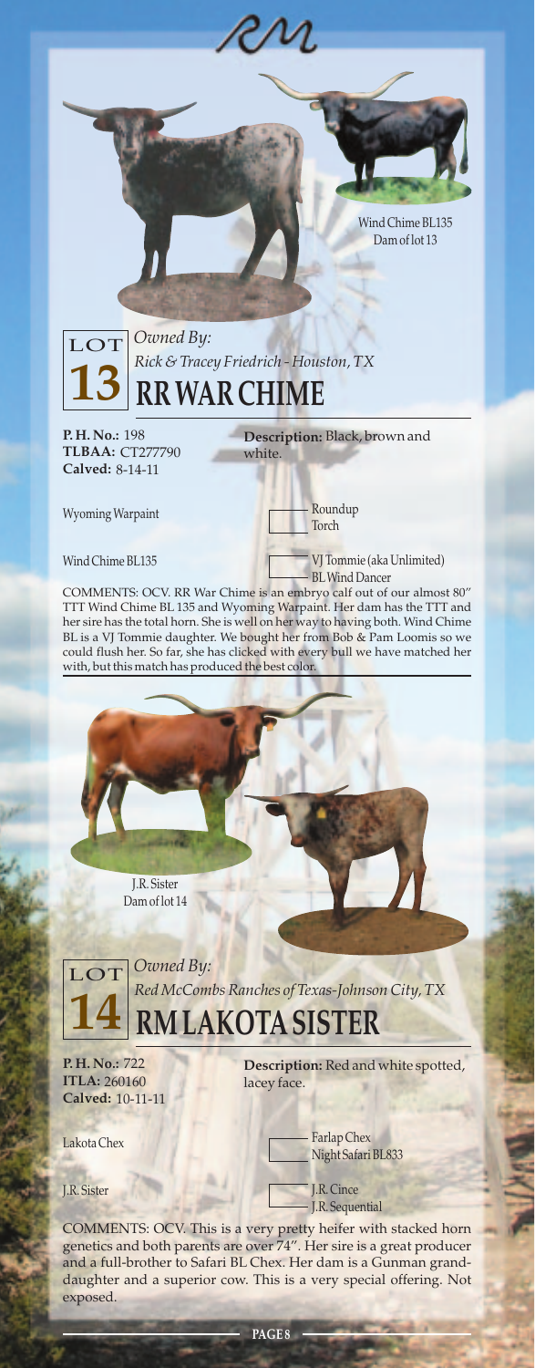Wind Chime BL135
Dam of lot 13

LOT **13**

*Owned By:*
*Rick & Tracey Friedrich - Houston, TX*

## RR WAR CHIME

**P. H. No.:** 198
**TLBAA:** CT277790
**Calved:** 8-14-11

**Description:** Black, brown and white.

Wyoming Warpaint
- Roundup
- Torch

Wind Chime BL135
- VJ Tommie (aka Unlimited)
- BL Wind Dancer

COMMENTS: OCV. RR War Chime is an embryo calf out of our almost 80" TTT Wind Chime BL 135 and Wyoming Warpaint. Her dam has the TTT and her sire has the total horn. She is well on her way to having both. Wind Chime BL is a VJ Tommie daughter. We bought her from Bob & Pam Loomis so we could flush her. So far, she has clicked with every bull we have matched her with, but this match has produced the best color.

J.R. Sister
Dam of lot 14

LOT **14**

*Owned By:*
*Red McCombs Ranches of Texas-Johnson City, TX*

## RM LAKOTA SISTER

**P. H. No.:** 722
**ITLA:** 260160
**Calved:** 10-11-11

**Description:** Red and white spotted, lacey face.

Lakota Chex
- Farlap Chex
- Night Safari BL833

J.R. Sister
- J.R. Cince
- J.R. Sequential

COMMENTS: OCV. This is a very pretty heifer with stacked horn genetics and both parents are over 74". Her sire is a great producer and a full-brother to Safari BL Chex. Her dam is a Gunman granddaughter and a superior cow. This is a very special offering. Not exposed.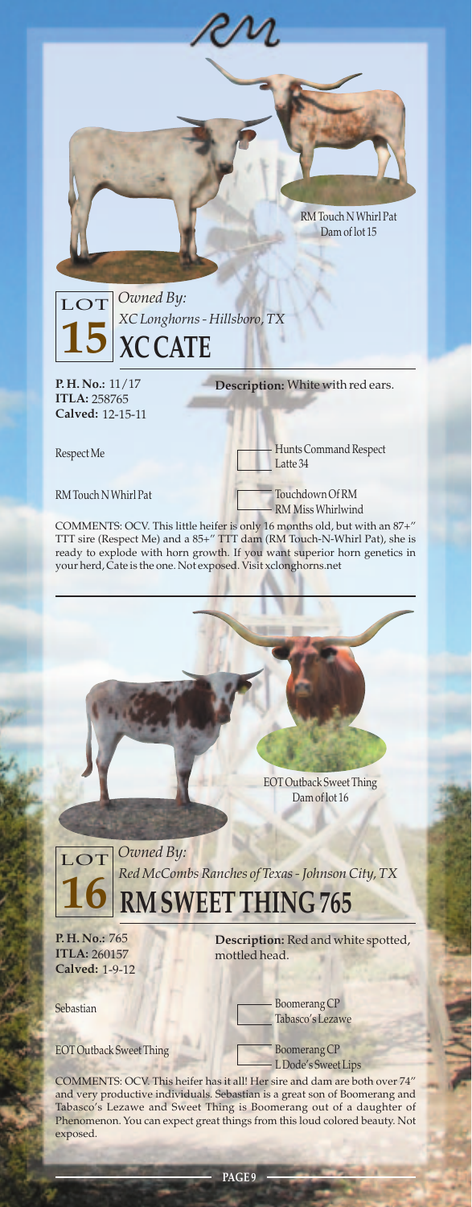RM Touch N Whirl Pat
Dam of lot 15

## LOT 15

*Owned By:*
*XC Longhorns - Hillsboro, TX*

# XC CATE

**P. H. No.:** 11/17
**ITLA:** 258765
**Calved:** 12-15-11

**Description:** White with red ears.

Respect Me
- Hunts Command Respect
- Latte 34

RM Touch N Whirl Pat
- Touchdown Of RM
- RM Miss Whirlwind

COMMENTS: OCV. This little heifer is only 16 months old, but with an 87+" TTT sire (Respect Me) and a 85+" TTT dam (RM Touch-N-Whirl Pat), she is ready to explode with horn growth. If you want superior horn genetics in your herd, Cate is the one. Not exposed. Visit xclonghorns.net

---

EOT Outback Sweet Thing
Dam of lot 16

## LOT 16

*Owned By:*
*Red McCombs Ranches of Texas - Johnson City, TX*

# RM SWEET THING 765

**P. H. No.:** 765
**ITLA:** 260157
**Calved:** 1-9-12

**Description:** Red and white spotted, mottled head.

Sebastian
- Boomerang CP
- Tabasco's Lezawe

EOT Outback Sweet Thing
- Boomerang CP
- L Dode's Sweet Lips

COMMENTS: OCV. This heifer has it all! Her sire and dam are both over 74" and very productive individuals. Sebastian is a great son of Boomerang and Tabasco's Lezawe and Sweet Thing is Boomerang out of a daughter of Phenomenon. You can expect great things from this loud colored beauty. Not exposed.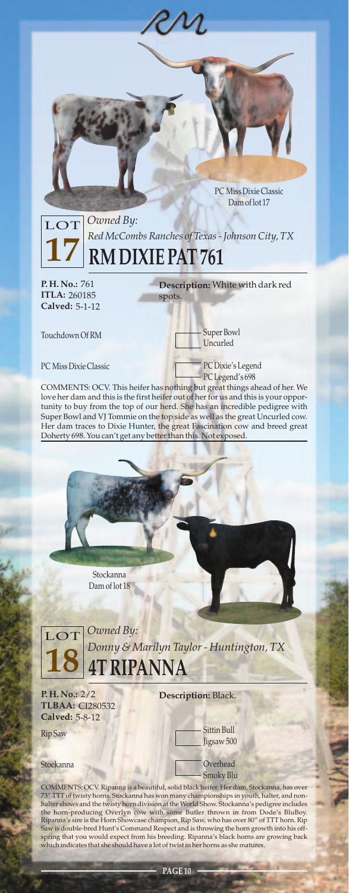RM

PC Miss Dixie Classic
Dam of lot 17

## LOT 17

*Owned By:*
*Red McCombs Ranches of Texas - Johnson City, TX*

# RM DIXIE PAT 761

**P. H. No.:** 761
**ITLA:** 260185
**Calved:** 5-1-12

**Description:** White with dark red spots.

Touchdown Of RM — Super Bowl / Uncurled

PC Miss Dixie Classic — PC Dixie's Legend / PC Legend's 698

COMMENTS: OCV. This heifer has nothing but great things ahead of her. We love her dam and this is the first heifer out of her for us and this is your opportunity to buy from the top of our herd. She has an incredible pedigree with Super Bowl and VJ Tommie on the top side as well as the great Uncurled cow. Her dam traces to Dixie Hunter, the great Fascination cow and breed great Doherty 698. You can't get any better than this. Not exposed.

Stockanna
Dam of lot 18

## LOT 18

*Owned By:*
*Donny & Marilyn Taylor - Huntington, TX*

# 4T RIPANNA

**P. H. No.:** 2/2
**TLBAA:** CI280532
**Calved:** 5-8-12

**Description:** Black.

Rip Saw — Sittin Bull / Jigsaw 500

Stockanna — Overhead / Smoky Blu

COMMENTS: OCV. Ripanna is a beautiful, solid black heifer. Her dam, Stockanna, has over 73" TTT of twisty horns. Stockanna has won many championships in youth, halter, and non-halter shows and the twisty horn division at the World Show. Stockanna's pedigree includes the horn-producing Overlyn cow with some Butler thrown in from Dode's BluBoy. Ripanna's sire is the Horn Showcase champion, Rip Saw, who has over 80" of TTT horn. Rip Saw is double-bred Hunt's Command Respect and is throwing the horn growth into his offspring that you would expect from his breeding. Ripanna's black horns are growing back which indicates that she should have a lot of twist in her horns as she matures.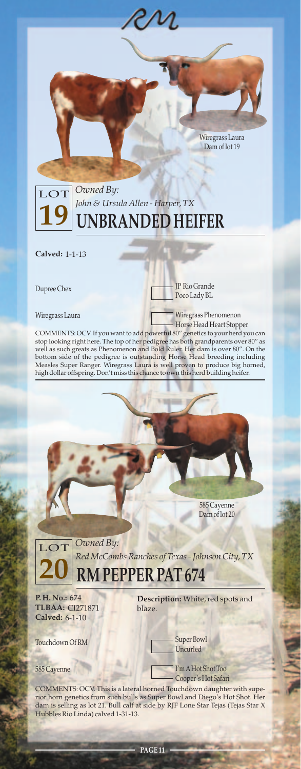Wiregrass Laura
Dam of lot 19

## LOT 19

*Owned By:*
*John & Ursula Allen - Harper, TX*

# UNBRANDED HEIFER

**Calved:** 1-1-13

| Sire / Dam | Grandparents |
|---|---|
| Dupree Chex | JP Rio Grande |
| | Poco Lady BL |
| Wiregrass Laura | Wiregrass Phenomenon |
| | Horse Head Heart Stopper |

COMMENTS: OCV. If you want to add powerful 80" genetics to your herd you can stop looking right here. The top of her pedigree has both grandparents over 80" as well as such greats as Phenomenon and Bold Ruler. Her dam is over 80". On the bottom side of the pedigree is outstanding Horse Head breeding including Measles Super Ranger. Wiregrass Laura is well proven to produce big horned, high dollar offspring. Don't miss this chance to own this herd building heifer.

585 Cayenne
Dam of lot 20

## LOT 20

*Owned By:*
*Red McCombs Ranches of Texas - Johnson City, TX*

# RM PEPPER PAT 674

**P. H. No.:** 674
**TLBAA:** CI271871
**Calved:** 6-1-10

**Description:** White, red spots and blaze.

| Sire / Dam | Grandparents |
|---|---|
| Touchdown Of RM | Super Bowl |
| | Uncurled |
| 585 Cayenne | I'm A Hot Shot Too |
| | Cooper's Hot Safari |

COMMENTS: OCV. This is a lateral horned Touchdown daughter with superior horn genetics from such bulls as Super Bowl and Diego's Hot Shot. Her dam is selling as lot 21. Bull calf at side by RJF Lone Star Tejas (Tejas Star X Hubbles Rio Linda) calved 1-31-13.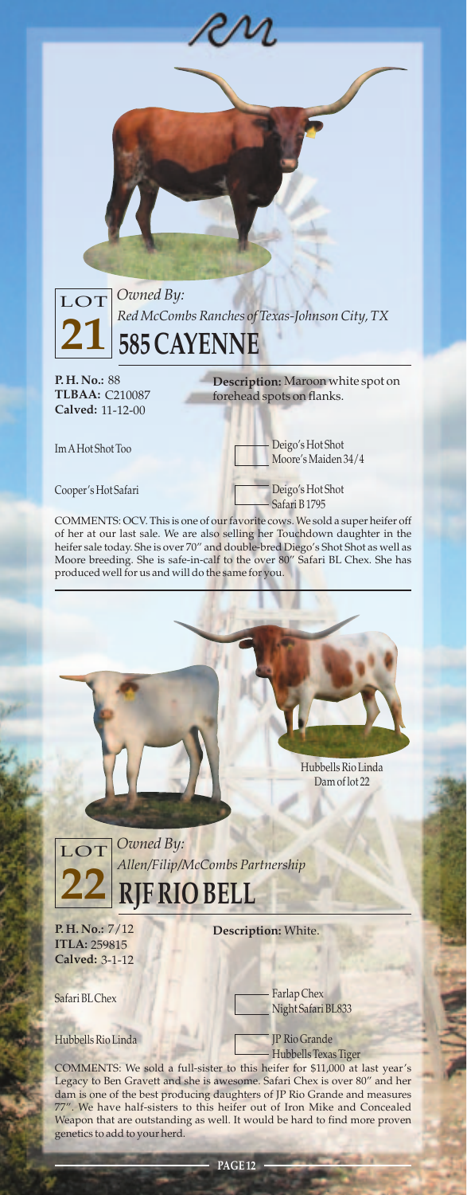RM

LOT **21**

*Owned By:*
*Red McCombs Ranches of Texas-Johnson City, TX*

## 585 CAYENNE

**P. H. No.:** 88
**TLBAA:** C210087
**Calved:** 11-12-00

**Description:** Maroon white spot on forehead spots on flanks.

Im A Hot Shot Too — Deigo's Hot Shot / Moore's Maiden 34/4

Cooper's Hot Safari — Deigo's Hot Shot / Safari B 1795

COMMENTS: OCV. This is one of our favorite cows. We sold a super heifer off of her at our last sale. We are also selling her Touchdown daughter in the heifer sale today. She is over 70" and double-bred Diego's Shot Shot as well as Moore breeding. She is safe-in-calf to the over 80" Safari BL Chex. She has produced well for us and will do the same for you.

Hubbells Rio Linda
Dam of lot 22

LOT **22**

*Owned By:*
*Allen/Filip/McCombs Partnership*

## RJF RIO BELL

**P. H. No.:** 7/12
**ITLA:** 259815
**Calved:** 3-1-12

**Description:** White.

Safari BL Chex — Farlap Chex / Night Safari BL833

Hubbells Rio Linda — JP Rio Grande / Hubbells Texas Tiger

COMMENTS: We sold a full-sister to this heifer for $11,000 at last year's Legacy to Ben Gravett and she is awesome. Safari Chex is over 80" and her dam is one of the best producing daughters of JP Rio Grande and measures 77". We have half-sisters to this heifer out of Iron Mike and Concealed Weapon that are outstanding as well. It would be hard to find more proven genetics to add to your herd.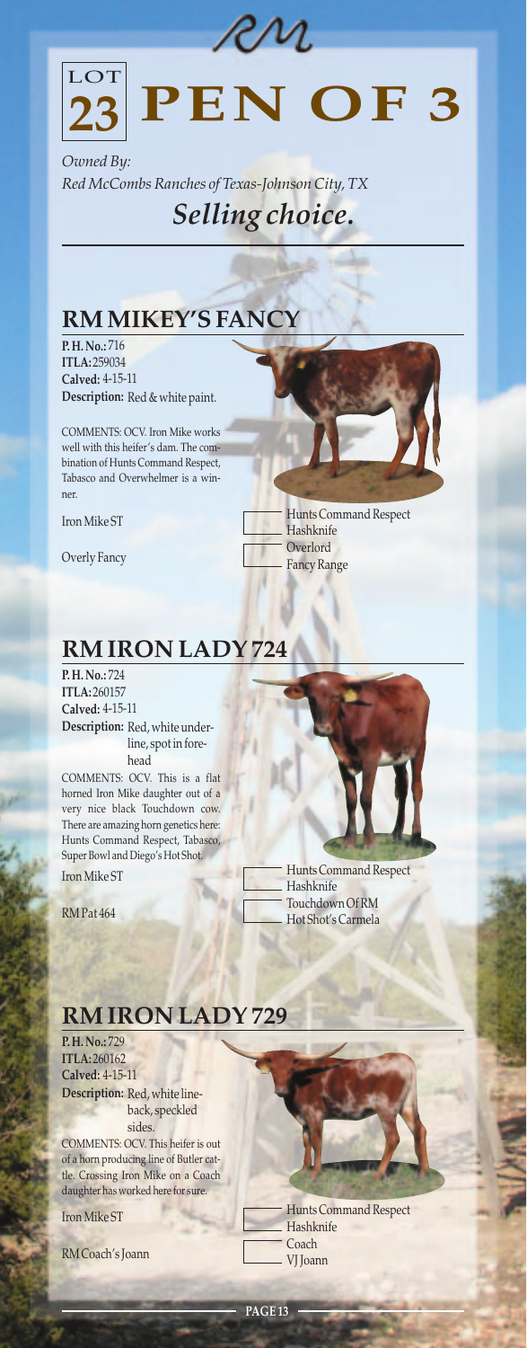# LOT 23 PEN OF 3

*Owned By:*
*Red McCombs Ranches of Texas-Johnson City, TX*

## *Selling choice.*

## RM MIKEY'S FANCY

**P. H. No.:** 716
**ITLA:** 259034
**Calved:** 4-15-11
**Description:** Red & white paint.

COMMENTS: OCV. Iron Mike works well with this heifer's dam. The combination of Hunts Command Respect, Tabasco and Overwhelmer is a winner.

Iron Mike ST
- Hunts Command Respect
- Hashknife

Overly Fancy
- Overlord
- Fancy Range

## RM IRON LADY 724

**P. H. No.:** 724
**ITLA:** 260157
**Calved:** 4-15-11
**Description:** Red, white underline, spot in forehead

COMMENTS: OCV. This is a flat horned Iron Mike daughter out of a very nice black Touchdown cow. There are amazing horn genetics here: Hunts Command Respect, Tabasco, Super Bowl and Diego's Hot Shot.

Iron Mike ST
- Hunts Command Respect
- Hashknife

RM Pat 464
- Touchdown Of RM
- Hot Shot's Carmela

## RM IRON LADY 729

**P. H. No.:** 729
**ITLA:** 260162
**Calved:** 4-15-11
**Description:** Red, white lineback, speckled sides.

COMMENTS: OCV. This heifer is out of a horn producing line of Butler cattle. Crossing Iron Mike on a Coach daughter has worked here for sure.

Iron Mike ST
- Hunts Command Respect
- Hashknife

RM Coach's Joann
- Coach
- VJ Joann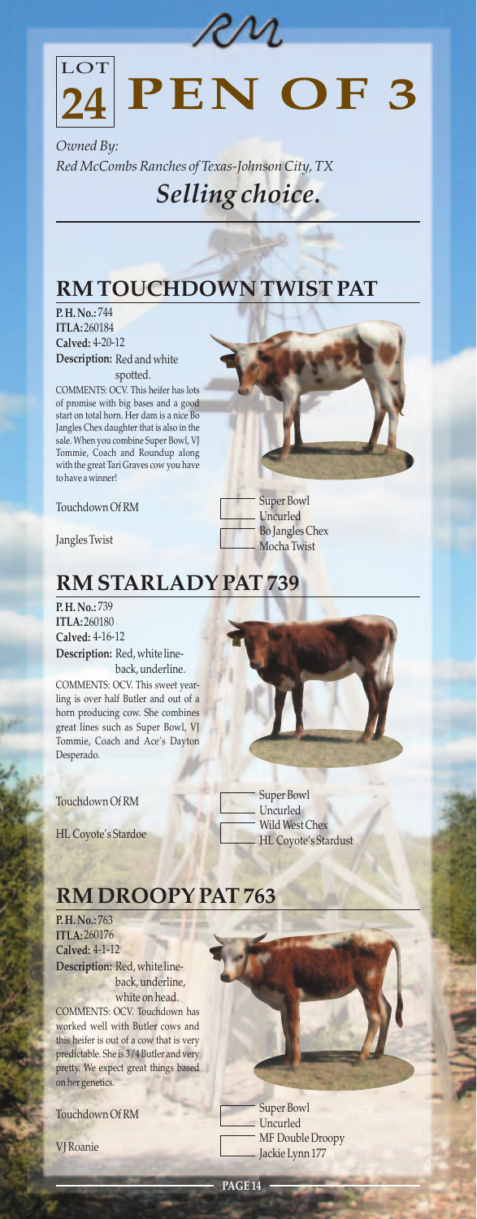RM

# LOT 24 PEN OF 3

*Owned By:*
*Red McCombs Ranches of Texas-Johnson City, TX*

## *Selling choice.*

## RM TOUCHDOWN TWIST PAT

**P. H. No.:** 744
**ITLA:** 260184
**Calved:** 4-20-12
**Description:** Red and white spotted.

COMMENTS: OCV. This heifer has lots of promise with big bases and a good start on total horn. Her dam is a nice Bo Jangles Chex daughter that is also in the sale. When you combine Super Bowl, VJ Tommie, Coach and Roundup along with the great Tari Graves cow you have to have a winner!

| | |
|---|---|
| Touchdown Of RM | Super Bowl |
| | Uncurled |
| Jangles Twist | Bo Jangles Chex |
| | Mocha Twist |

## RM STARLADY PAT 739

**P. H. No.:** 739
**ITLA:** 260180
**Calved:** 4-16-12
**Description:** Red, white line-back, underline.

COMMENTS: OCV. This sweet yearling is over half Butler and out of a horn producing cow. She combines great lines such as Super Bowl, VJ Tommie, Coach and Ace's Dayton Desperado.

| | |
|---|---|
| Touchdown Of RM | Super Bowl |
| | Uncurled |
| HL Coyote's Stardoe | Wild West Chex |
| | HL Coyote's Stardust |

## RM DROOPY PAT 763

**P. H. No.:** 763
**ITLA:** 260176
**Calved:** 4-1-12
**Description:** Red, white line-back, underline, white on head.

COMMENTS: OCV. Touchdown has worked well with Butler cows and this heifer is out of a cow that is very predictable. She is 3/4 Butler and very pretty. We expect great things based on her genetics.

| | |
|---|---|
| Touchdown Of RM | Super Bowl |
| | Uncurled |
| VJ Roanie | MF Double Droopy |
| | Jackie Lynn 177 |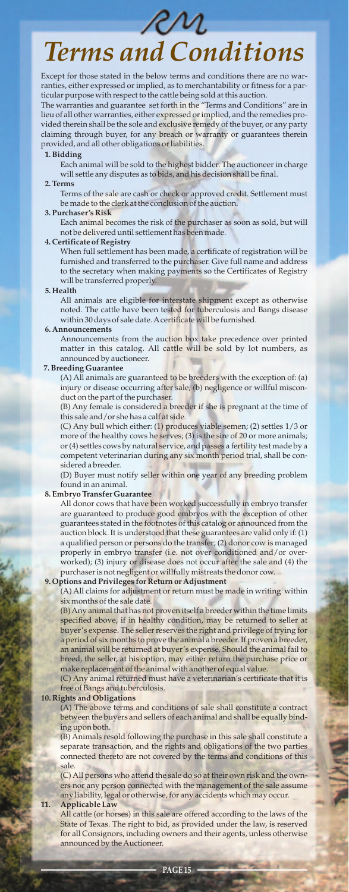RM

# Terms and Conditions

Except for those stated in the below terms and conditions there are no warranties, either expressed or implied, as to merchantability or fitness for a particular purpose with respect to the cattle being sold at this auction.

The warranties and guarantee set forth in the "Terms and Conditions" are in lieu of all other warranties, either expressed or implied, and the remedies provided therein shall be the sole and exclusive remedy of the buyer, or any party claiming through buyer, for any breach or warranty or guarantees therein provided, and all other obligations or liabilities.

**1. Bidding**

Each animal will be sold to the highest bidder. The auctioneer in charge will settle any disputes as to bids, and his decision shall be final.

**2. Terms**

Terms of the sale are cash or check or approved credit. Settlement must be made to the clerk at the conclusion of the auction.

**3. Purchaser's Risk**

Each animal becomes the risk of the purchaser as soon as sold, but will not be delivered until settlement has been made.

**4. Certificate of Registry**

When full settlement has been made, a certificate of registration will be furnished and transferred to the purchaser. Give full name and address to the secretary when making payments so the Certificates of Registry will be transferred properly.

**5. Health**

All animals are eligible for interstate shipment except as otherwise noted. The cattle have been tested for tuberculosis and Bangs disease within 30 days of sale date. A certificate will be furnished.

**6. Announcements**

Announcements from the auction box take precedence over printed matter in this catalog. All cattle will be sold by lot numbers, as announced by auctioneer.

**7. Breeding Guarantee**

(A) All animals are guaranteed to be breeders with the exception of: (a) injury or disease occurring after sale, (b) negligence or willful misconduct on the part of the purchaser.

(B) Any female is considered a breeder if she is pregnant at the time of this sale and/or she has a calf at side.

(C) Any bull which either: (1) produces viable semen; (2) settles 1/3 or more of the healthy cows he serves; (3) is the sire of 20 or more animals; or (4) settles cows by natural service, and passes a fertility test made by a competent veterinarian during any six month period trial, shall be considered a breeder.

(D) Buyer must notify seller within one year of any breeding problem found in an animal.

**8. Embryo Transfer Guarantee**

All donor cows that have been worked successfully in embryo transfer are guaranteed to produce good embryos with the exception of other guarantees stated in the footnotes of this catalog or announced from the auction block. It is understood that these guarantees are valid only if: (1) a qualified person or persons do the transfer; (2) donor cow is managed properly in embryo transfer (i.e. not over conditioned and/or overworked); (3) injury or disease does not occur after the sale and (4) the purchaser is not negligent or willfully mistreats the donor cow.

**9. Options and Privileges for Return or Adjustment**

(A) All claims for adjustment or return must be made in writing within six months of the sale date.

(B) Any animal that has not proven itself a breeder within the time limits specified above, if in healthy condition, may be returned to seller at buyer's expense. The seller reserves the right and privilege of trying for a period of six months to prove the animal a breeder. If proven a breeder, an animal will be returned at buyer's expense. Should the animal fail to breed, the seller, at his option, may either return the purchase price or make replacement of the animal with another of equal value.

(C) Any animal returned must have a veterinarian's certificate that it is free of Bangs and tuberculosis.

**10. Rights and Obligations**

(A) The above terms and conditions of sale shall constitute a contract between the buyers and sellers of each animal and shall be equally binding upon both.

(B) Animals resold following the purchase in this sale shall constitute a separate transaction, and the rights and obligations of the two parties connected thereto are not covered by the terms and conditions of this sale.

(C) All persons who attend the sale do so at their own risk and the owners nor any person connected with the management of the sale assume any liability, legal or otherwise, for any accidents which may occur.

**11. Applicable Law**

All cattle (or horses) in this sale are offered according to the laws of the State of Texas. The right to bid, as provided under the law, is reserved for all Consignors, including owners and their agents, unless otherwise announced by the Auctioneer.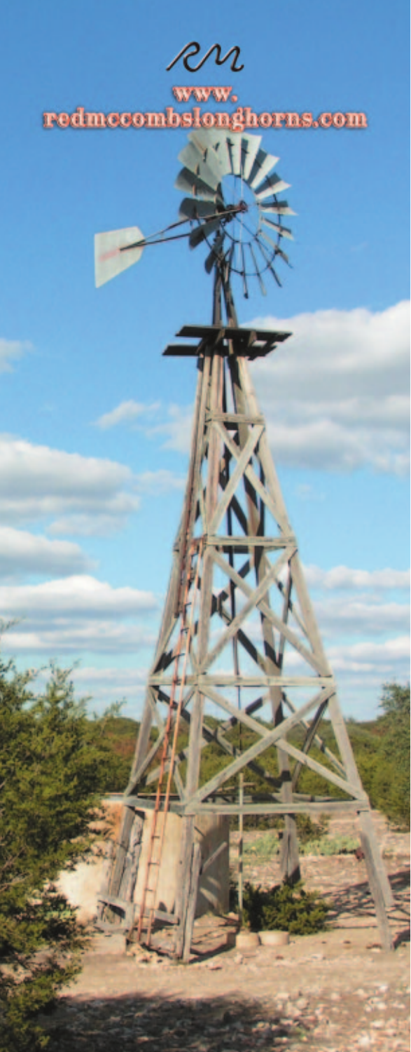RM

www.
redmccombslonghorns.com